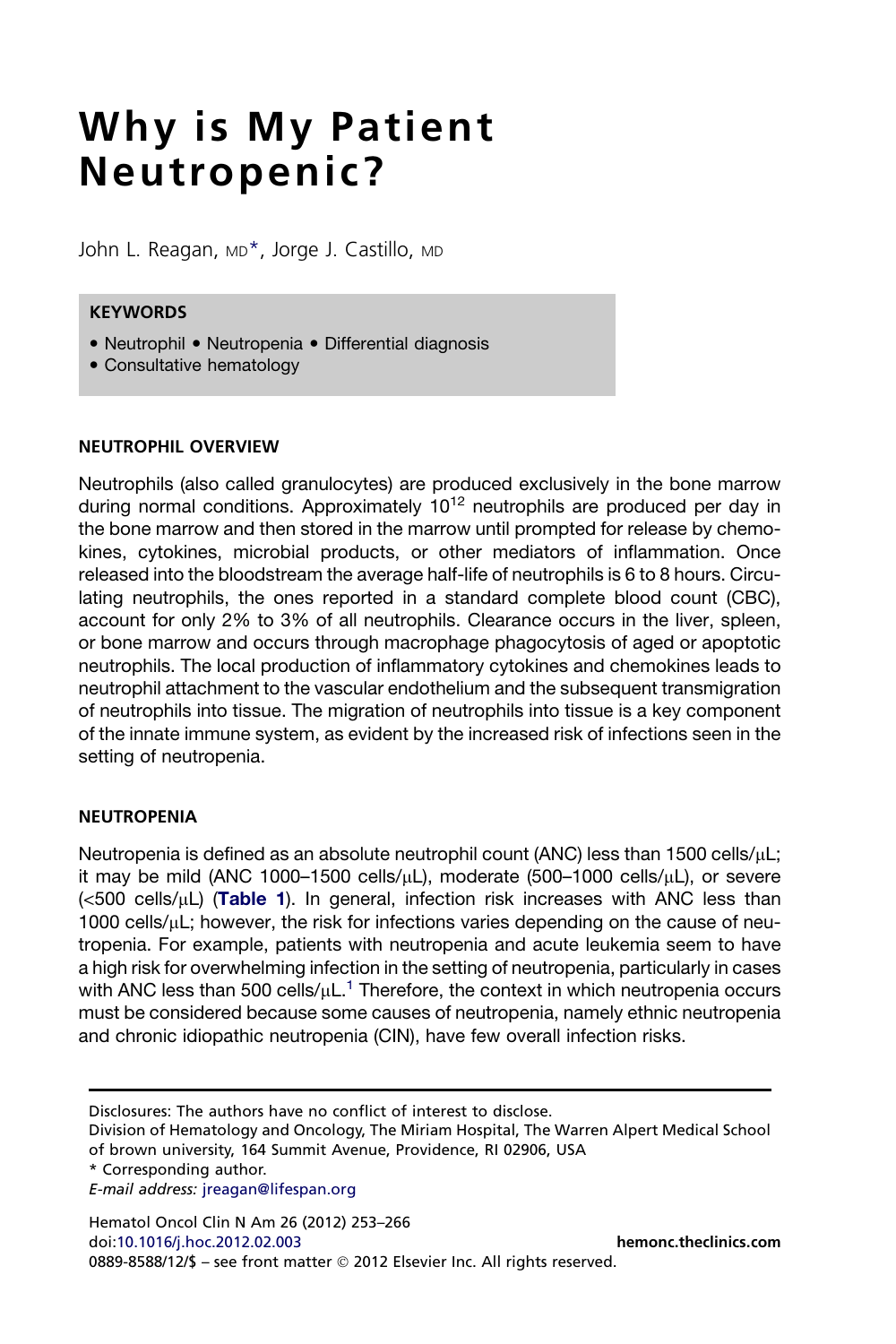# Why is My Patient Neutropenic?

John L. Reagan, MD*, Jorge J. Castillo, MD

**KEYWORDS**

- Neutrophil • Neutropenia • Differential diagnosis
- Consultative hematology

## NEUTROPHIL OVERVIEW

Neutrophils (also called granulocytes) are produced exclusively in the bone marrow during normal conditions. Approximately $10^{12}$ neutrophils are produced per day in the bone marrow and then stored in the marrow until prompted for release by chemokines, cytokines, microbial products, or other mediators of inflammation. Once released into the bloodstream the average half-life of neutrophils is 6 to 8 hours. Circulating neutrophils, the ones reported in a standard complete blood count (CBC), account for only 2% to 3% of all neutrophils. Clearance occurs in the liver, spleen, or bone marrow and occurs through macrophage phagocytosis of aged or apoptotic neutrophils. The local production of inflammatory cytokines and chemokines leads to neutrophil attachment to the vascular endothelium and the subsequent transmigration of neutrophils into tissue. The migration of neutrophils into tissue is a key component of the innate immune system, as evident by the increased risk of infections seen in the setting of neutropenia.

## NEUTROPENIA

Neutropenia is defined as an absolute neutrophil count (ANC) less than 1500 cells/μL; it may be mild (ANC 1000–1500 cells/μL), moderate (500–1000 cells/μL), or severe (<500 cells/μL) (**Table 1**). In general, infection risk increases with ANC less than 1000 cells/μL; however, the risk for infections varies depending on the cause of neutropenia. For example, patients with neutropenia and acute leukemia seem to have a high risk for overwhelming infection in the setting of neutropenia, particularly in cases with ANC less than 500 cells/μL.[1] Therefore, the context in which neutropenia occurs must be considered because some causes of neutropenia, namely ethnic neutropenia and chronic idiopathic neutropenia (CIN), have few overall infection risks.

---

Disclosures: The authors have no conflict of interest to disclose.
Division of Hematology and Oncology, The Miriam Hospital, The Warren Alpert Medical School of brown university, 164 Summit Avenue, Providence, RI 02906, USA
* Corresponding author.
*E-mail address:* jreagan@lifespan.org

doi:10.1016/j.hoc.2012.02.003
0889-8588/12/$ – see front matter © 2012 Elsevier Inc. All rights reserved.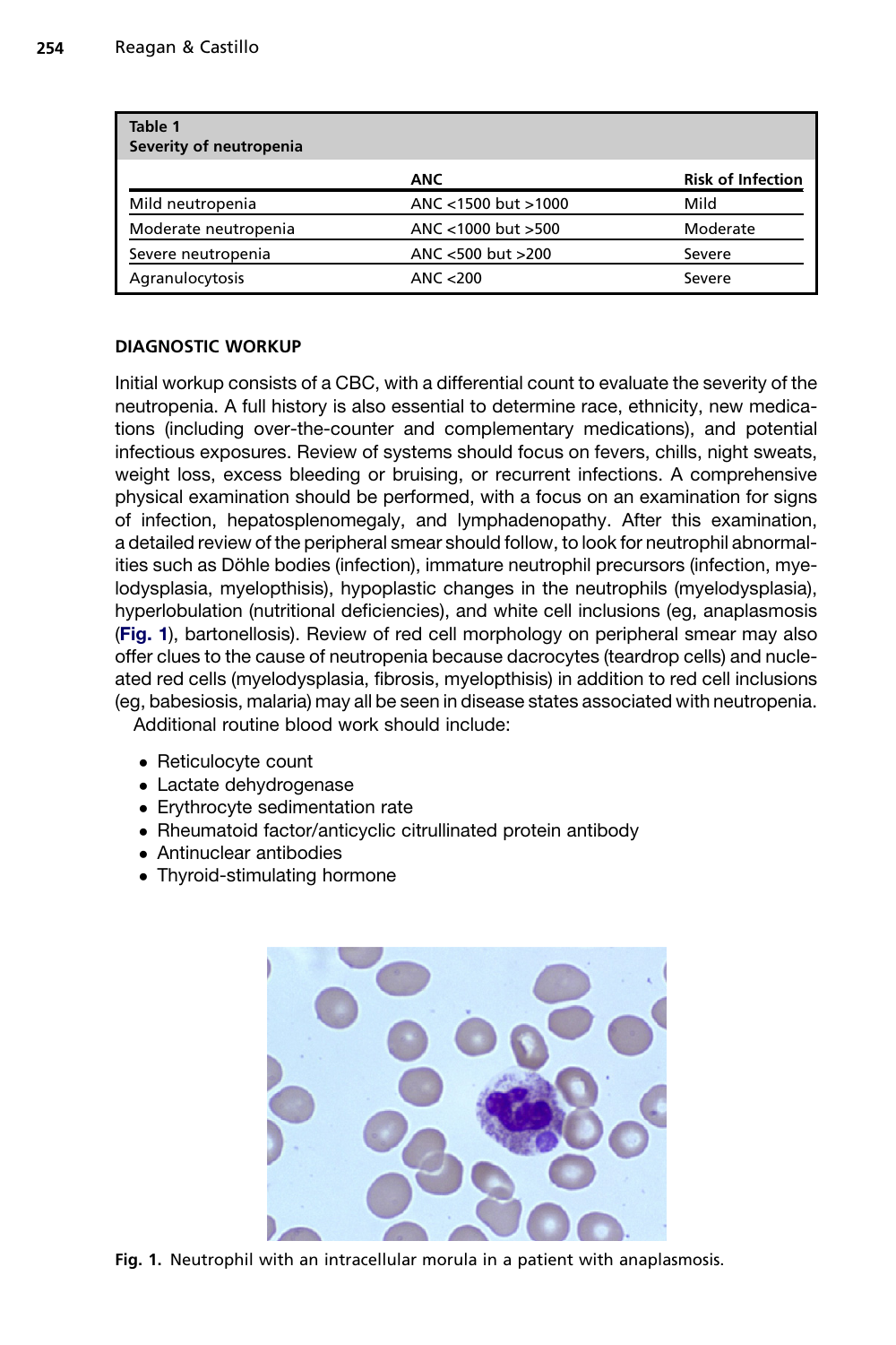**Table 1**
**Severity of neutropenia**

| | ANC | Risk of Infection |
|---|---|---|
| Mild neutropenia | ANC <1500 but >1000 | Mild |
| Moderate neutropenia | ANC <1000 but >500 | Moderate |
| Severe neutropenia | ANC <500 but >200 | Severe |
| Agranulocytosis | ANC <200 | Severe |

## DIAGNOSTIC WORKUP

Initial workup consists of a CBC, with a differential count to evaluate the severity of the neutropenia. A full history is also essential to determine race, ethnicity, new medications (including over-the-counter and complementary medications), and potential infectious exposures. Review of systems should focus on fevers, chills, night sweats, weight loss, excess bleeding or bruising, or recurrent infections. A comprehensive physical examination should be performed, with a focus on an examination for signs of infection, hepatosplenomegaly, and lymphadenopathy. After this examination, a detailed review of the peripheral smear should follow, to look for neutrophil abnormalities such as Döhle bodies (infection), immature neutrophil precursors (infection, myelodysplasia, myelopthisis), hypoplastic changes in the neutrophils (myelodysplasia), hyperlobulation (nutritional deficiencies), and white cell inclusions (eg, anaplasmosis (**Fig. 1**), bartonellosis). Review of red cell morphology on peripheral smear may also offer clues to the cause of neutropenia because dacrocytes (teardrop cells) and nucleated red cells (myelodysplasia, fibrosis, myelopthisis) in addition to red cell inclusions (eg, babesiosis, malaria) may all be seen in disease states associated with neutropenia.

Additional routine blood work should include:

- Reticulocyte count
- Lactate dehydrogenase
- Erythrocyte sedimentation rate
- Rheumatoid factor/anticyclic citrullinated protein antibody
- Antinuclear antibodies
- Thyroid-stimulating hormone

**Fig. 1.** Neutrophil with an intracellular morula in a patient with anaplasmosis.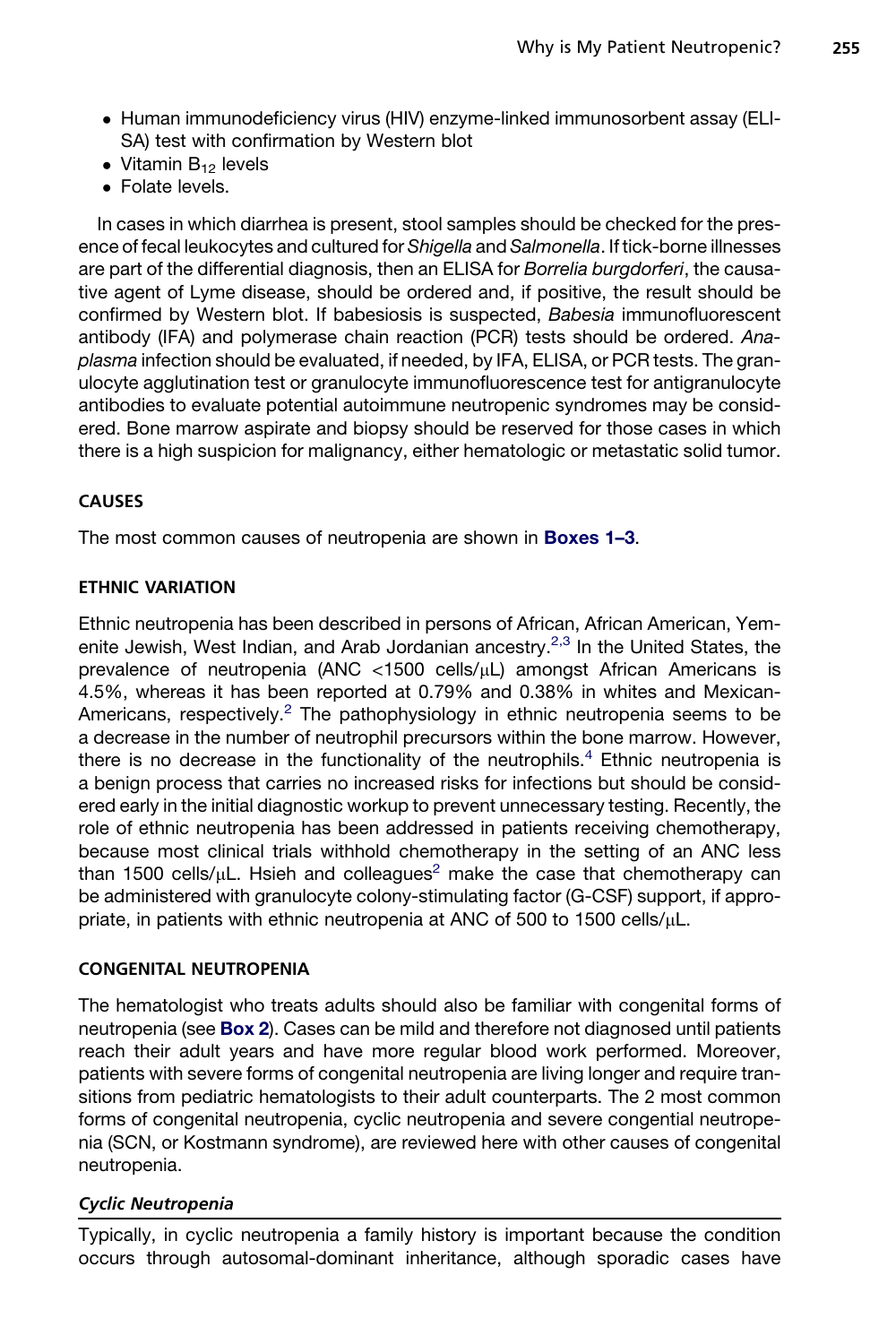- Human immunodeficiency virus (HIV) enzyme-linked immunosorbent assay (ELISA) test with confirmation by Western blot
- Vitamin $B_{12}$ levels
- Folate levels.

In cases in which diarrhea is present, stool samples should be checked for the presence of fecal leukocytes and cultured for *Shigella* and *Salmonella*. If tick-borne illnesses are part of the differential diagnosis, then an ELISA for *Borrelia burgdorferi*, the causative agent of Lyme disease, should be ordered and, if positive, the result should be confirmed by Western blot. If babesiosis is suspected, *Babesia* immunofluorescent antibody (IFA) and polymerase chain reaction (PCR) tests should be ordered. *Anaplasma* infection should be evaluated, if needed, by IFA, ELISA, or PCR tests. The granulocyte agglutination test or granulocyte immunofluorescence test for antigranulocyte antibodies to evaluate potential autoimmune neutropenic syndromes may be considered. Bone marrow aspirate and biopsy should be reserved for those cases in which there is a high suspicion for malignancy, either hematologic or metastatic solid tumor.

## CAUSES

The most common causes of neutropenia are shown in **Boxes 1–3**.

## ETHNIC VARIATION

Ethnic neutropenia has been described in persons of African, African American, Yemenite Jewish, West Indian, and Arab Jordanian ancestry.[2,3] In the United States, the prevalence of neutropenia (ANC <1500 cells/μL) amongst African Americans is 4.5%, whereas it has been reported at 0.79% and 0.38% in whites and Mexican-Americans, respectively.[2] The pathophysiology in ethnic neutropenia seems to be a decrease in the number of neutrophil precursors within the bone marrow. However, there is no decrease in the functionality of the neutrophils.[4] Ethnic neutropenia is a benign process that carries no increased risks for infections but should be considered early in the initial diagnostic workup to prevent unnecessary testing. Recently, the role of ethnic neutropenia has been addressed in patients receiving chemotherapy, because most clinical trials withhold chemotherapy in the setting of an ANC less than 1500 cells/μL. Hsieh and colleagues[2] make the case that chemotherapy can be administered with granulocyte colony-stimulating factor (G-CSF) support, if appropriate, in patients with ethnic neutropenia at ANC of 500 to 1500 cells/μL.

## CONGENITAL NEUTROPENIA

The hematologist who treats adults should also be familiar with congenital forms of neutropenia (see **Box 2**). Cases can be mild and therefore not diagnosed until patients reach their adult years and have more regular blood work performed. Moreover, patients with severe forms of congenital neutropenia are living longer and require transitions from pediatric hematologists to their adult counterparts. The 2 most common forms of congenital neutropenia, cyclic neutropenia and severe congential neutropenia (SCN, or Kostmann syndrome), are reviewed here with other causes of congenital neutropenia.

### *Cyclic Neutropenia*

Typically, in cyclic neutropenia a family history is important because the condition occurs through autosomal-dominant inheritance, although sporadic cases have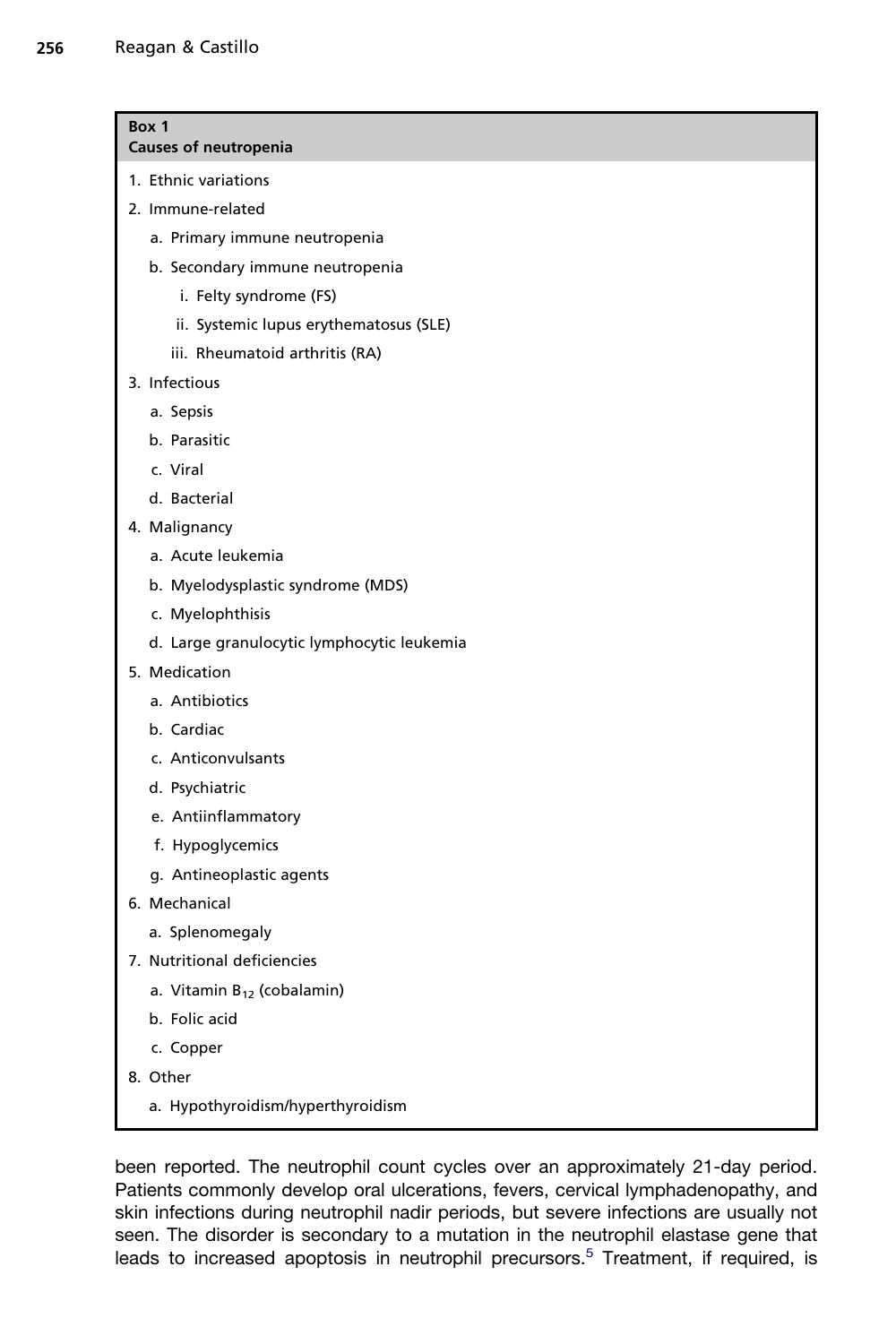**Box 1**
**Causes of neutropenia**

1. Ethnic variations
2. Immune-related
   a. Primary immune neutropenia
   b. Secondary immune neutropenia
      i. Felty syndrome (FS)
      ii. Systemic lupus erythematosus (SLE)
      iii. Rheumatoid arthritis (RA)
3. Infectious
   a. Sepsis
   b. Parasitic
   c. Viral
   d. Bacterial
4. Malignancy
   a. Acute leukemia
   b. Myelodysplastic syndrome (MDS)
   c. Myelophthisis
   d. Large granulocytic lymphocytic leukemia
5. Medication
   a. Antibiotics
   b. Cardiac
   c. Anticonvulsants
   d. Psychiatric
   e. Antiinflammatory
   f. Hypoglycemics
   g. Antineoplastic agents
6. Mechanical
   a. Splenomegaly
7. Nutritional deficiencies
   a. Vitamin $B_{12}$ (cobalamin)
   b. Folic acid
   c. Copper
8. Other
   a. Hypothyroidism/hyperthyroidism

been reported. The neutrophil count cycles over an approximately 21-day period. Patients commonly develop oral ulcerations, fevers, cervical lymphadenopathy, and skin infections during neutrophil nadir periods, but severe infections are usually not seen. The disorder is secondary to a mutation in the neutrophil elastase gene that leads to increased apoptosis in neutrophil precursors.[5] Treatment, if required, is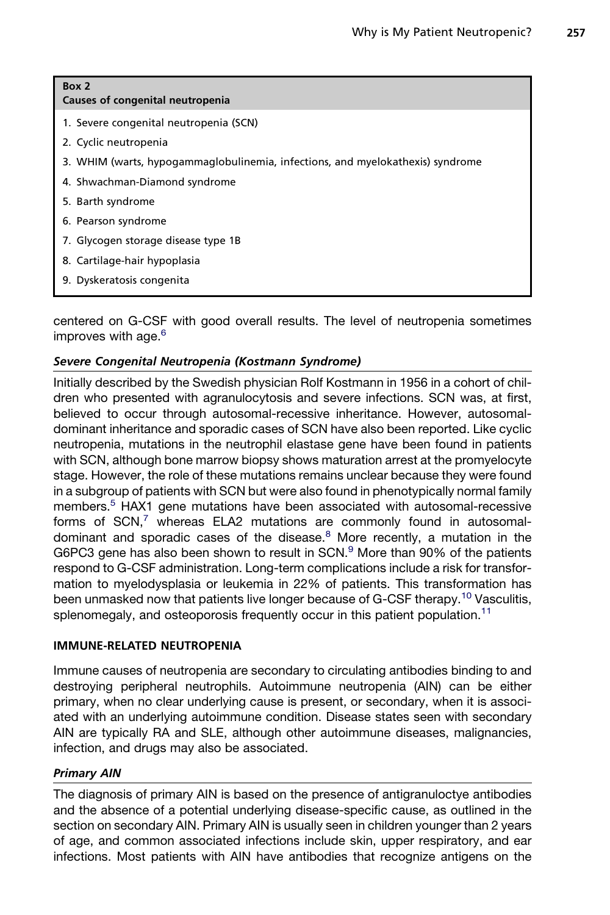**Box 2**
**Causes of congenital neutropenia**

1. Severe congenital neutropenia (SCN)
2. Cyclic neutropenia
3. WHIM (warts, hypogammaglobulinemia, infections, and myelokathexis) syndrome
4. Shwachman-Diamond syndrome
5. Barth syndrome
6. Pearson syndrome
7. Glycogen storage disease type 1B
8. Cartilage-hair hypoplasia
9. Dyskeratosis congenita

centered on G-CSF with good overall results. The level of neutropenia sometimes improves with age.[6]

### *Severe Congenital Neutropenia (Kostmann Syndrome)*

Initially described by the Swedish physician Rolf Kostmann in 1956 in a cohort of children who presented with agranulocytosis and severe infections. SCN was, at first, believed to occur through autosomal-recessive inheritance. However, autosomal-dominant inheritance and sporadic cases of SCN have also been reported. Like cyclic neutropenia, mutations in the neutrophil elastase gene have been found in patients with SCN, although bone marrow biopsy shows maturation arrest at the promyelocyte stage. However, the role of these mutations remains unclear because they were found in a subgroup of patients with SCN but were also found in phenotypically normal family members.[5] HAX1 gene mutations have been associated with autosomal-recessive forms of SCN,[7] whereas ELA2 mutations are commonly found in autosomal-dominant and sporadic cases of the disease.[8] More recently, a mutation in the G6PC3 gene has also been shown to result in SCN.[9] More than 90% of the patients respond to G-CSF administration. Long-term complications include a risk for transformation to myelodysplasia or leukemia in 22% of patients. This transformation has been unmasked now that patients live longer because of G-CSF therapy.[10] Vasculitis, splenomegaly, and osteoporosis frequently occur in this patient population.[11]

## IMMUNE-RELATED NEUTROPENIA

Immune causes of neutropenia are secondary to circulating antibodies binding to and destroying peripheral neutrophils. Autoimmune neutropenia (AIN) can be either primary, when no clear underlying cause is present, or secondary, when it is associated with an underlying autoimmune condition. Disease states seen with secondary AIN are typically RA and SLE, although other autoimmune diseases, malignancies, infection, and drugs may also be associated.

### *Primary AIN*

The diagnosis of primary AIN is based on the presence of antigranuloctye antibodies and the absence of a potential underlying disease-specific cause, as outlined in the section on secondary AIN. Primary AIN is usually seen in children younger than 2 years of age, and common associated infections include skin, upper respiratory, and ear infections. Most patients with AIN have antibodies that recognize antigens on the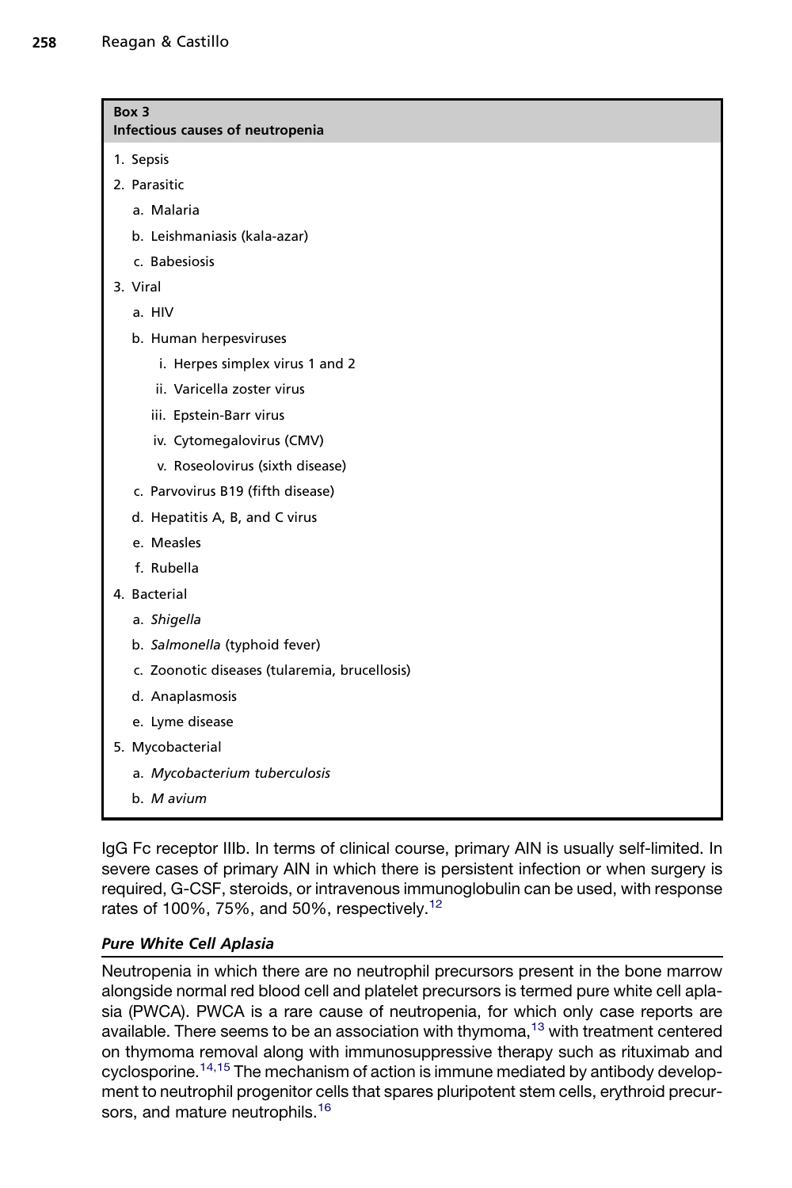**Box 3**
**Infectious causes of neutropenia**

1. Sepsis
2. Parasitic
    a. Malaria
    b. Leishmaniasis (kala-azar)
    c. Babesiosis
3. Viral
    a. HIV
    b. Human herpesviruses
        i. Herpes simplex virus 1 and 2
        ii. Varicella zoster virus
        iii. Epstein-Barr virus
        iv. Cytomegalovirus (CMV)
        v. Roseolovirus (sixth disease)
    c. Parvovirus B19 (fifth disease)
    d. Hepatitis A, B, and C virus
    e. Measles
    f. Rubella
4. Bacterial
    a. *Shigella*
    b. *Salmonella* (typhoid fever)
    c. Zoonotic diseases (tularemia, brucellosis)
    d. Anaplasmosis
    e. Lyme disease
5. Mycobacterial
    a. *Mycobacterium tuberculosis*
    b. *M avium*

IgG Fc receptor IIIb. In terms of clinical course, primary AIN is usually self-limited. In severe cases of primary AIN in which there is persistent infection or when surgery is required, G-CSF, steroids, or intravenous immunoglobulin can be used, with response rates of 100%, 75%, and 50%, respectively.[12]

### *Pure White Cell Aplasia*

Neutropenia in which there are no neutrophil precursors present in the bone marrow alongside normal red blood cell and platelet precursors is termed pure white cell aplasia (PWCA). PWCA is a rare cause of neutropenia, for which only case reports are available. There seems to be an association with thymoma,[13] with treatment centered on thymoma removal along with immunosuppressive therapy such as rituximab and cyclosporine.[14,15] The mechanism of action is immune mediated by antibody development to neutrophil progenitor cells that spares pluripotent stem cells, erythroid precursors, and mature neutrophils.[16]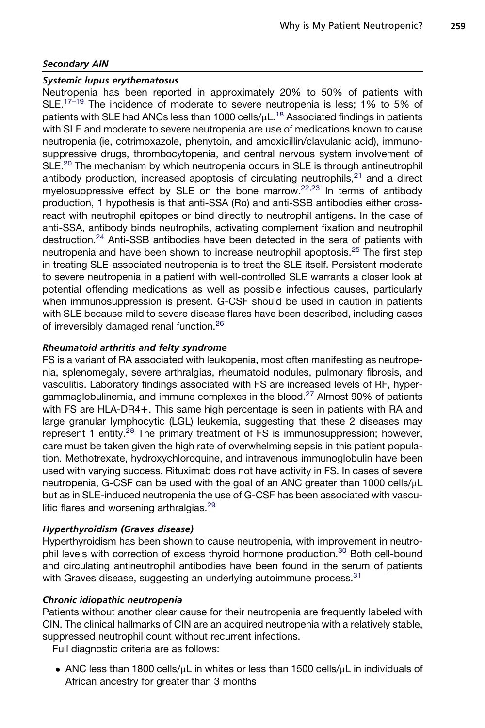### *Secondary AIN*

#### *Systemic lupus erythematosus*

Neutropenia has been reported in approximately 20% to 50% of patients with SLE.[17–19] The incidence of moderate to severe neutropenia is less; 1% to 5% of patients with SLE had ANCs less than 1000 cells/μL.[18] Associated findings in patients with SLE and moderate to severe neutropenia are use of medications known to cause neutropenia (ie, cotrimoxazole, phenytoin, and amoxicillin/clavulanic acid), immunosuppressive drugs, thrombocytopenia, and central nervous system involvement of SLE.[20] The mechanism by which neutropenia occurs in SLE is through antineutrophil antibody production, increased apoptosis of circulating neutrophils,[21] and a direct myelosuppressive effect by SLE on the bone marrow.[22,23] In terms of antibody production, 1 hypothesis is that anti-SSA (Ro) and anti-SSB antibodies either cross-react with neutrophil epitopes or bind directly to neutrophil antigens. In the case of anti-SSA, antibody binds neutrophils, activating complement fixation and neutrophil destruction.[24] Anti-SSB antibodies have been detected in the sera of patients with neutropenia and have been shown to increase neutrophil apoptosis.[25] The first step in treating SLE-associated neutropenia is to treat the SLE itself. Persistent moderate to severe neutropenia in a patient with well-controlled SLE warrants a closer look at potential offending medications as well as possible infectious causes, particularly when immunosuppression is present. G-CSF should be used in caution in patients with SLE because mild to severe disease flares have been described, including cases of irreversibly damaged renal function.[26]

#### *Rheumatoid arthritis and felty syndrome*

FS is a variant of RA associated with leukopenia, most often manifesting as neutropenia, splenomegaly, severe arthralgias, rheumatoid nodules, pulmonary fibrosis, and vasculitis. Laboratory findings associated with FS are increased levels of RF, hypergammaglobulinemia, and immune complexes in the blood.[27] Almost 90% of patients with FS are HLA-DR4+. This same high percentage is seen in patients with RA and large granular lymphocytic (LGL) leukemia, suggesting that these 2 diseases may represent 1 entity.[28] The primary treatment of FS is immunosuppression; however, care must be taken given the high rate of overwhelming sepsis in this patient population. Methotrexate, hydroxychloroquine, and intravenous immunoglobulin have been used with varying success. Rituximab does not have activity in FS. In cases of severe neutropenia, G-CSF can be used with the goal of an ANC greater than 1000 cells/μL but as in SLE-induced neutropenia the use of G-CSF has been associated with vasculitic flares and worsening arthralgias.[29]

#### *Hyperthyroidism (Graves disease)*

Hyperthyroidism has been shown to cause neutropenia, with improvement in neutrophil levels with correction of excess thyroid hormone production.[30] Both cell-bound and circulating antineutrophil antibodies have been found in the serum of patients with Graves disease, suggesting an underlying autoimmune process.[31]

#### *Chronic idiopathic neutropenia*

Patients without another clear cause for their neutropenia are frequently labeled with CIN. The clinical hallmarks of CIN are an acquired neutropenia with a relatively stable, suppressed neutrophil count without recurrent infections.

Full diagnostic criteria are as follows:

- ANC less than 1800 cells/μL in whites or less than 1500 cells/μL in individuals of African ancestry for greater than 3 months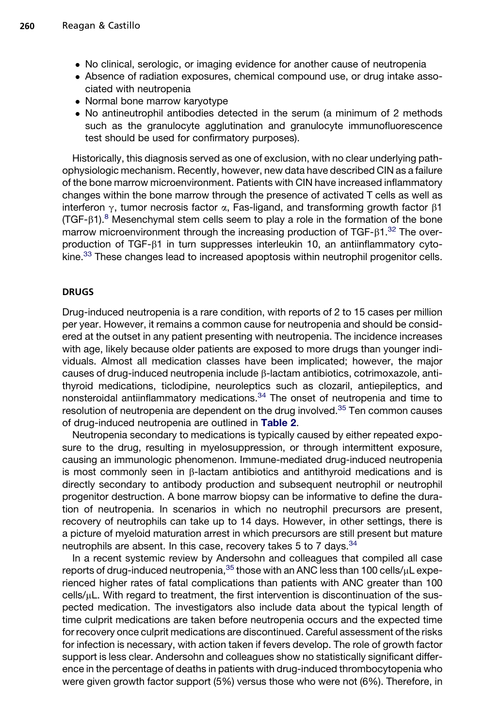- No clinical, serologic, or imaging evidence for another cause of neutropenia
- Absence of radiation exposures, chemical compound use, or drug intake associated with neutropenia
- Normal bone marrow karyotype
- No antineutrophil antibodies detected in the serum (a minimum of 2 methods such as the granulocyte agglutination and granulocyte immunofluorescence test should be used for confirmatory purposes).

Historically, this diagnosis served as one of exclusion, with no clear underlying pathophysiologic mechanism. Recently, however, new data have described CIN as a failure of the bone marrow microenvironment. Patients with CIN have increased inflammatory changes within the bone marrow through the presence of activated T cells as well as interferon $\gamma$, tumor necrosis factor $\alpha$, Fas-ligand, and transforming growth factor $\beta 1$ (TGF-$\beta 1$).[8] Mesenchymal stem cells seem to play a role in the formation of the bone marrow microenvironment through the increasing production of TGF-$\beta 1$.[32] The overproduction of TGF-$\beta 1$ in turn suppresses interleukin 10, an antiinflammatory cytokine.[33] These changes lead to increased apoptosis within neutrophil progenitor cells.

## DRUGS

Drug-induced neutropenia is a rare condition, with reports of 2 to 15 cases per million per year. However, it remains a common cause for neutropenia and should be considered at the outset in any patient presenting with neutropenia. The incidence increases with age, likely because older patients are exposed to more drugs than younger individuals. Almost all medication classes have been implicated; however, the major causes of drug-induced neutropenia include $\beta$-lactam antibiotics, cotrimoxazole, antithyroid medications, ticlodipine, neuroleptics such as clozaril, antiepileptics, and nonsteroidal antiinflammatory medications.[34] The onset of neutropenia and time to resolution of neutropenia are dependent on the drug involved.[35] Ten common causes of drug-induced neutropenia are outlined in **Table 2**.

Neutropenia secondary to medications is typically caused by either repeated exposure to the drug, resulting in myelosuppression, or through intermittent exposure, causing an immunologic phenomenon. Immune-mediated drug-induced neutropenia is most commonly seen in $\beta$-lactam antibiotics and antithyroid medications and is directly secondary to antibody production and subsequent neutrophil or neutrophil progenitor destruction. A bone marrow biopsy can be informative to define the duration of neutropenia. In scenarios in which no neutrophil precursors are present, recovery of neutrophils can take up to 14 days. However, in other settings, there is a picture of myeloid maturation arrest in which precursors are still present but mature neutrophils are absent. In this case, recovery takes 5 to 7 days.[34]

In a recent systemic review by Andersohn and colleagues that compiled all case reports of drug-induced neutropenia,[35] those with an ANC less than 100 cells/$\mu$L experienced higher rates of fatal complications than patients with ANC greater than 100 cells/$\mu$L. With regard to treatment, the first intervention is discontinuation of the suspected medication. The investigators also include data about the typical length of time culprit medications are taken before neutropenia occurs and the expected time for recovery once culprit medications are discontinued. Careful assessment of the risks for infection is necessary, with action taken if fevers develop. The role of growth factor support is less clear. Andersohn and colleagues show no statistically significant difference in the percentage of deaths in patients with drug-induced thrombocytopenia who were given growth factor support (5%) versus those who were not (6%). Therefore, in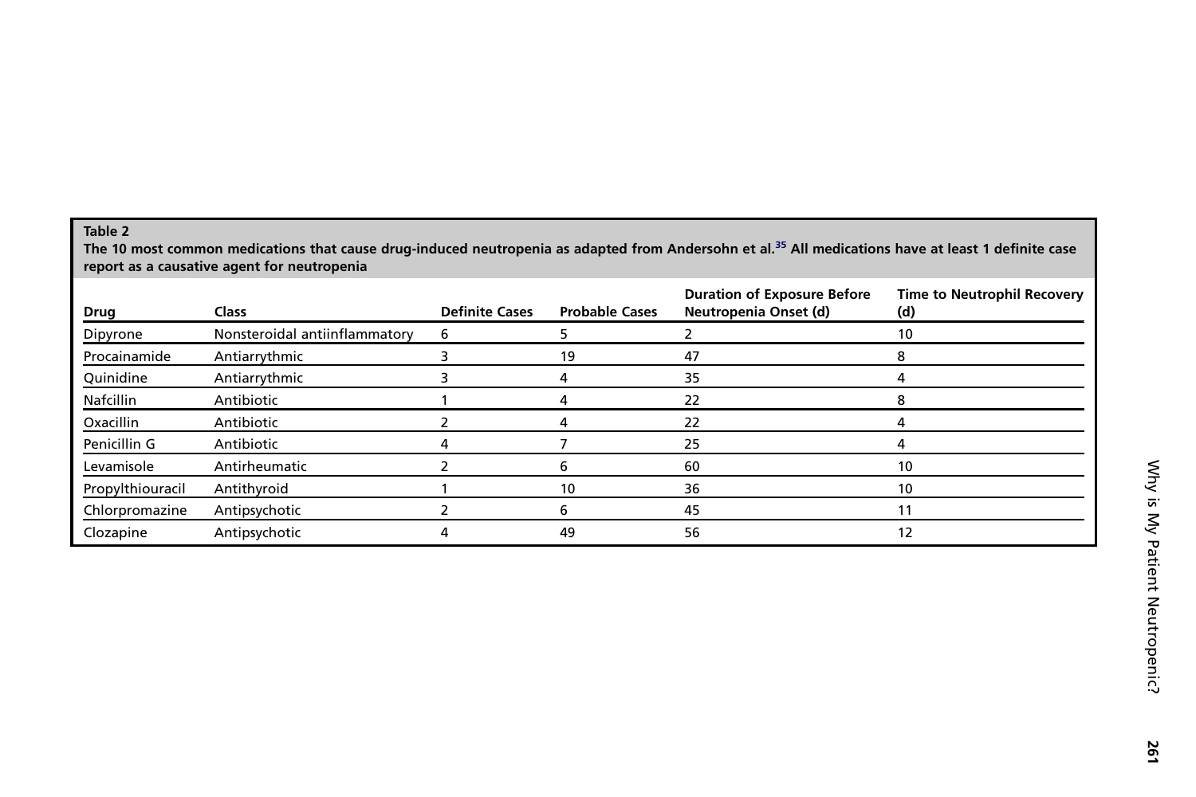**Table 2**
**The 10 most common medications that cause drug-induced neutropenia as adapted from Andersohn et al.[35] All medications have at least 1 definite case report as a causative agent for neutropenia**

| Drug | Class | Definite Cases | Probable Cases | Duration of Exposure Before Neutropenia Onset (d) | Time to Neutrophil Recovery (d) |
|---|---|---|---|---|---|
| Dipyrone | Nonsteroidal antiinflammatory | 6 | 5 | 2 | 10 |
| Procainamide | Antiarrythmic | 3 | 19 | 47 | 8 |
| Quinidine | Antiarrythmic | 3 | 4 | 35 | 4 |
| Nafcillin | Antibiotic | 1 | 4 | 22 | 8 |
| Oxacillin | Antibiotic | 2 | 4 | 22 | 4 |
| Penicillin G | Antibiotic | 4 | 7 | 25 | 4 |
| Levamisole | Antirheumatic | 2 | 6 | 60 | 10 |
| Propylthiouracil | Antithyroid | 1 | 10 | 36 | 10 |
| Chlorpromazine | Antipsychotic | 2 | 6 | 45 | 11 |
| Clozapine | Antipsychotic | 4 | 49 | 56 | 12 |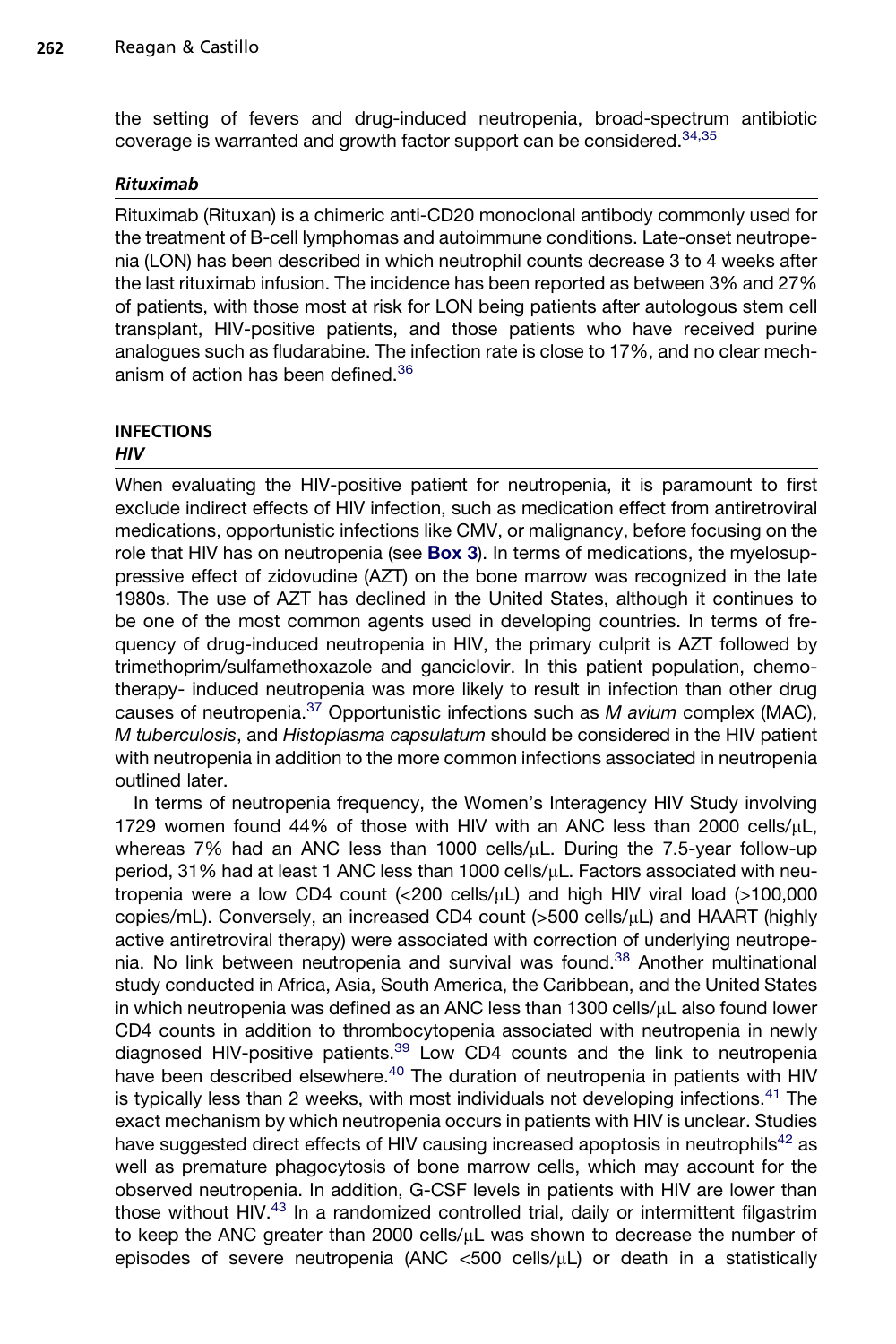the setting of fevers and drug-induced neutropenia, broad-spectrum antibiotic coverage is warranted and growth factor support can be considered.[34,35]

### *Rituximab*

Rituximab (Rituxan) is a chimeric anti-CD20 monoclonal antibody commonly used for the treatment of B-cell lymphomas and autoimmune conditions. Late-onset neutropenia (LON) has been described in which neutrophil counts decrease 3 to 4 weeks after the last rituximab infusion. The incidence has been reported as between 3% and 27% of patients, with those most at risk for LON being patients after autologous stem cell transplant, HIV-positive patients, and those patients who have received purine analogues such as fludarabine. The infection rate is close to 17%, and no clear mechanism of action has been defined.[36]

## INFECTIONS

### *HIV*

When evaluating the HIV-positive patient for neutropenia, it is paramount to first exclude indirect effects of HIV infection, such as medication effect from antiretroviral medications, opportunistic infections like CMV, or malignancy, before focusing on the role that HIV has on neutropenia (see **Box 3**). In terms of medications, the myelosuppressive effect of zidovudine (AZT) on the bone marrow was recognized in the late 1980s. The use of AZT has declined in the United States, although it continues to be one of the most common agents used in developing countries. In terms of frequency of drug-induced neutropenia in HIV, the primary culprit is AZT followed by trimethoprim/sulfamethoxazole and ganciclovir. In this patient population, chemotherapy- induced neutropenia was more likely to result in infection than other drug causes of neutropenia.[37] Opportunistic infections such as *M avium* complex (MAC), *M tuberculosis*, and *Histoplasma capsulatum* should be considered in the HIV patient with neutropenia in addition to the more common infections associated in neutropenia outlined later.

In terms of neutropenia frequency, the Women's Interagency HIV Study involving 1729 women found 44% of those with HIV with an ANC less than 2000 cells/μL, whereas 7% had an ANC less than 1000 cells/μL. During the 7.5-year follow-up period, 31% had at least 1 ANC less than 1000 cells/μL. Factors associated with neutropenia were a low CD4 count (<200 cells/μL) and high HIV viral load (>100,000 copies/mL). Conversely, an increased CD4 count (>500 cells/μL) and HAART (highly active antiretroviral therapy) were associated with correction of underlying neutropenia. No link between neutropenia and survival was found.[38] Another multinational study conducted in Africa, Asia, South America, the Caribbean, and the United States in which neutropenia was defined as an ANC less than 1300 cells/μL also found lower CD4 counts in addition to thrombocytopenia associated with neutropenia in newly diagnosed HIV-positive patients.[39] Low CD4 counts and the link to neutropenia have been described elsewhere.[40] The duration of neutropenia in patients with HIV is typically less than 2 weeks, with most individuals not developing infections.[41] The exact mechanism by which neutropenia occurs in patients with HIV is unclear. Studies have suggested direct effects of HIV causing increased apoptosis in neutrophils[42] as well as premature phagocytosis of bone marrow cells, which may account for the observed neutropenia. In addition, G-CSF levels in patients with HIV are lower than those without HIV.[43] In a randomized controlled trial, daily or intermittent filgastrim to keep the ANC greater than 2000 cells/μL was shown to decrease the number of episodes of severe neutropenia (ANC <500 cells/μL) or death in a statistically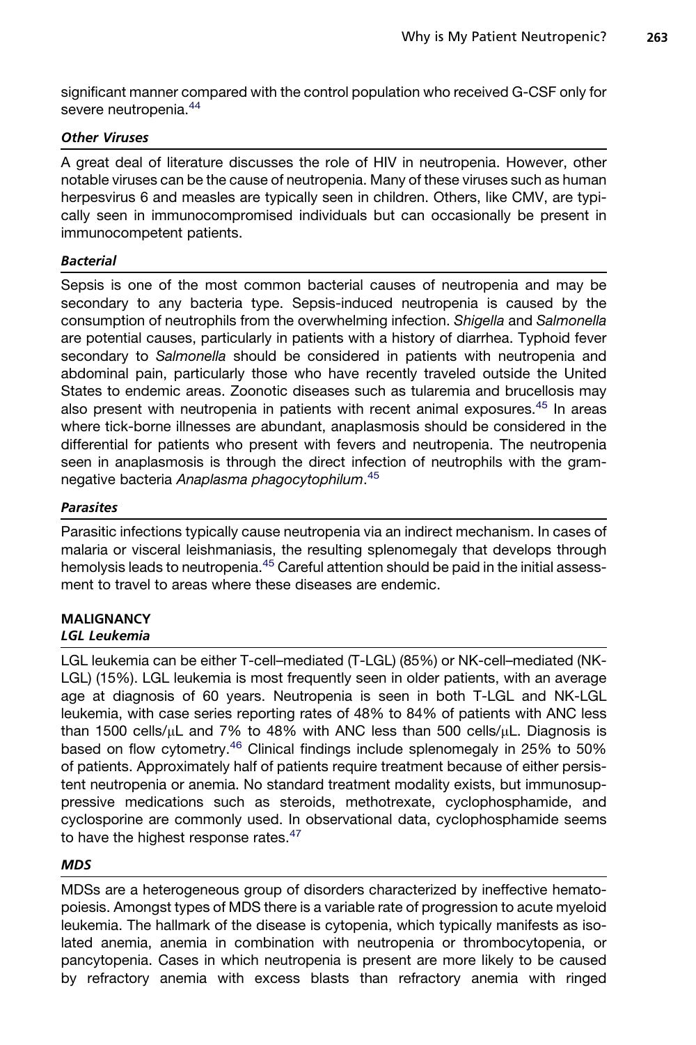significant manner compared with the control population who received G-CSF only for severe neutropenia.[44]

### *Other Viruses*

A great deal of literature discusses the role of HIV in neutropenia. However, other notable viruses can be the cause of neutropenia. Many of these viruses such as human herpesvirus 6 and measles are typically seen in children. Others, like CMV, are typically seen in immunocompromised individuals but can occasionally be present in immunocompetent patients.

### *Bacterial*

Sepsis is one of the most common bacterial causes of neutropenia and may be secondary to any bacteria type. Sepsis-induced neutropenia is caused by the consumption of neutrophils from the overwhelming infection. *Shigella* and *Salmonella* are potential causes, particularly in patients with a history of diarrhea. Typhoid fever secondary to *Salmonella* should be considered in patients with neutropenia and abdominal pain, particularly those who have recently traveled outside the United States to endemic areas. Zoonotic diseases such as tularemia and brucellosis may also present with neutropenia in patients with recent animal exposures.[45] In areas where tick-borne illnesses are abundant, anaplasmosis should be considered in the differential for patients who present with fevers and neutropenia. The neutropenia seen in anaplasmosis is through the direct infection of neutrophils with the gram-negative bacteria *Anaplasma phagocytophilum*.[45]

### *Parasites*

Parasitic infections typically cause neutropenia via an indirect mechanism. In cases of malaria or visceral leishmaniasis, the resulting splenomegaly that develops through hemolysis leads to neutropenia.[45] Careful attention should be paid in the initial assessment to travel to areas where these diseases are endemic.

## MALIGNANCY

### *LGL Leukemia*

LGL leukemia can be either T-cell–mediated (T-LGL) (85%) or NK-cell–mediated (NK-LGL) (15%). LGL leukemia is most frequently seen in older patients, with an average age at diagnosis of 60 years. Neutropenia is seen in both T-LGL and NK-LGL leukemia, with case series reporting rates of 48% to 84% of patients with ANC less than 1500 cells/μL and 7% to 48% with ANC less than 500 cells/μL. Diagnosis is based on flow cytometry.[46] Clinical findings include splenomegaly in 25% to 50% of patients. Approximately half of patients require treatment because of either persistent neutropenia or anemia. No standard treatment modality exists, but immunosuppressive medications such as steroids, methotrexate, cyclophosphamide, and cyclosporine are commonly used. In observational data, cyclophosphamide seems to have the highest response rates.[47]

### *MDS*

MDSs are a heterogeneous group of disorders characterized by ineffective hematopoiesis. Amongst types of MDS there is a variable rate of progression to acute myeloid leukemia. The hallmark of the disease is cytopenia, which typically manifests as isolated anemia, anemia in combination with neutropenia or thrombocytopenia, or pancytopenia. Cases in which neutropenia is present are more likely to be caused by refractory anemia with excess blasts than refractory anemia with ringed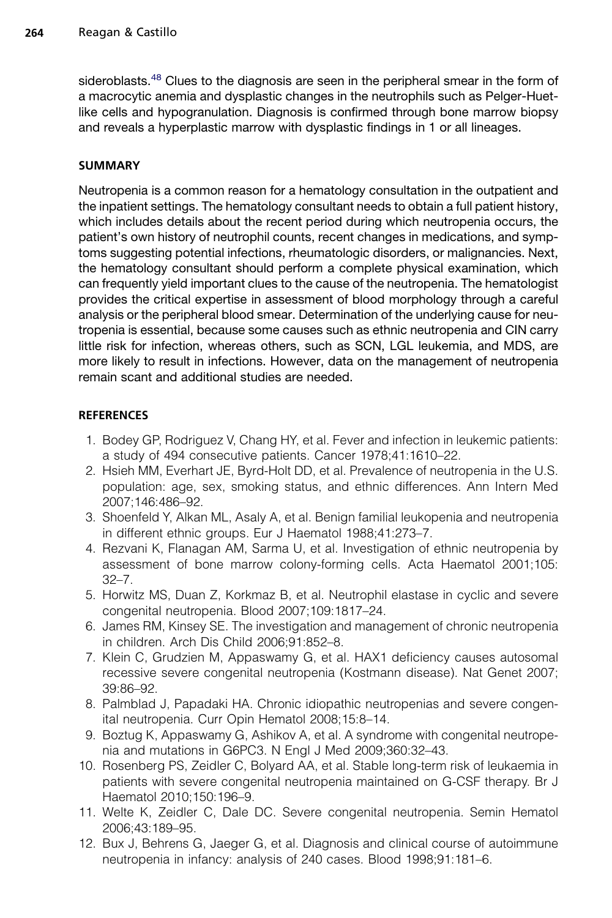sideroblasts.[48] Clues to the diagnosis are seen in the peripheral smear in the form of a macrocytic anemia and dysplastic changes in the neutrophils such as Pelger-Huet-like cells and hypogranulation. Diagnosis is confirmed through bone marrow biopsy and reveals a hyperplastic marrow with dysplastic findings in 1 or all lineages.

## SUMMARY

Neutropenia is a common reason for a hematology consultation in the outpatient and the inpatient settings. The hematology consultant needs to obtain a full patient history, which includes details about the recent period during which neutropenia occurs, the patient's own history of neutrophil counts, recent changes in medications, and symptoms suggesting potential infections, rheumatologic disorders, or malignancies. Next, the hematology consultant should perform a complete physical examination, which can frequently yield important clues to the cause of the neutropenia. The hematologist provides the critical expertise in assessment of blood morphology through a careful analysis or the peripheral blood smear. Determination of the underlying cause for neutropenia is essential, because some causes such as ethnic neutropenia and CIN carry little risk for infection, whereas others, such as SCN, LGL leukemia, and MDS, are more likely to result in infections. However, data on the management of neutropenia remain scant and additional studies are needed.

## REFERENCES

1. Bodey GP, Rodriguez V, Chang HY, et al. Fever and infection in leukemic patients: a study of 494 consecutive patients. Cancer 1978;41:1610–22.
2. Hsieh MM, Everhart JE, Byrd-Holt DD, et al. Prevalence of neutropenia in the U.S. population: age, sex, smoking status, and ethnic differences. Ann Intern Med 2007;146:486–92.
3. Shoenfeld Y, Alkan ML, Asaly A, et al. Benign familial leukopenia and neutropenia in different ethnic groups. Eur J Haematol 1988;41:273–7.
4. Rezvani K, Flanagan AM, Sarma U, et al. Investigation of ethnic neutropenia by assessment of bone marrow colony-forming cells. Acta Haematol 2001;105: 32–7.
5. Horwitz MS, Duan Z, Korkmaz B, et al. Neutrophil elastase in cyclic and severe congenital neutropenia. Blood 2007;109:1817–24.
6. James RM, Kinsey SE. The investigation and management of chronic neutropenia in children. Arch Dis Child 2006;91:852–8.
7. Klein C, Grudzien M, Appaswamy G, et al. HAX1 deficiency causes autosomal recessive severe congenital neutropenia (Kostmann disease). Nat Genet 2007; 39:86–92.
8. Palmblad J, Papadaki HA. Chronic idiopathic neutropenias and severe congenital neutropenia. Curr Opin Hematol 2008;15:8–14.
9. Boztug K, Appaswamy G, Ashikov A, et al. A syndrome with congenital neutropenia and mutations in G6PC3. N Engl J Med 2009;360:32–43.
10. Rosenberg PS, Zeidler C, Bolyard AA, et al. Stable long-term risk of leukaemia in patients with severe congenital neutropenia maintained on G-CSF therapy. Br J Haematol 2010;150:196–9.
11. Welte K, Zeidler C, Dale DC. Severe congenital neutropenia. Semin Hematol 2006;43:189–95.
12. Bux J, Behrens G, Jaeger G, et al. Diagnosis and clinical course of autoimmune neutropenia in infancy: analysis of 240 cases. Blood 1998;91:181–6.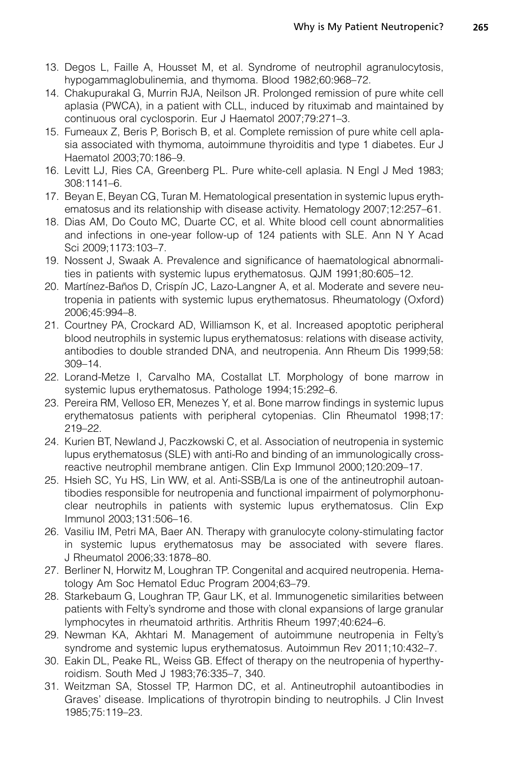13. Degos L, Faille A, Housset M, et al. Syndrome of neutrophil agranulocytosis, hypogammaglobulinemia, and thymoma. Blood 1982;60:968–72.
14. Chakupurakal G, Murrin RJA, Neilson JR. Prolonged remission of pure white cell aplasia (PWCA), in a patient with CLL, induced by rituximab and maintained by continuous oral cyclosporin. Eur J Haematol 2007;79:271–3.
15. Fumeaux Z, Beris P, Borisch B, et al. Complete remission of pure white cell aplasia associated with thymoma, autoimmune thyroiditis and type 1 diabetes. Eur J Haematol 2003;70:186–9.
16. Levitt LJ, Ries CA, Greenberg PL. Pure white-cell aplasia. N Engl J Med 1983; 308:1141–6.
17. Beyan E, Beyan CG, Turan M. Hematological presentation in systemic lupus erythematosus and its relationship with disease activity. Hematology 2007;12:257–61.
18. Dias AM, Do Couto MC, Duarte CC, et al. White blood cell count abnormalities and infections in one-year follow-up of 124 patients with SLE. Ann N Y Acad Sci 2009;1173:103–7.
19. Nossent J, Swaak A. Prevalence and significance of haematological abnormalities in patients with systemic lupus erythematosus. QJM 1991;80:605–12.
20. Martínez-Baños D, Crispín JC, Lazo-Langner A, et al. Moderate and severe neutropenia in patients with systemic lupus erythematosus. Rheumatology (Oxford) 2006;45:994–8.
21. Courtney PA, Crockard AD, Williamson K, et al. Increased apoptotic peripheral blood neutrophils in systemic lupus erythematosus: relations with disease activity, antibodies to double stranded DNA, and neutropenia. Ann Rheum Dis 1999;58: 309–14.
22. Lorand-Metze I, Carvalho MA, Costallat LT. Morphology of bone marrow in systemic lupus erythematosus. Pathologe 1994;15:292–6.
23. Pereira RM, Velloso ER, Menezes Y, et al. Bone marrow findings in systemic lupus erythematosus patients with peripheral cytopenias. Clin Rheumatol 1998;17: 219–22.
24. Kurien BT, Newland J, Paczkowski C, et al. Association of neutropenia in systemic lupus erythematosus (SLE) with anti-Ro and binding of an immunologically cross-reactive neutrophil membrane antigen. Clin Exp Immunol 2000;120:209–17.
25. Hsieh SC, Yu HS, Lin WW, et al. Anti-SSB/La is one of the antineutrophil autoantibodies responsible for neutropenia and functional impairment of polymorphonuclear neutrophils in patients with systemic lupus erythematosus. Clin Exp Immunol 2003;131:506–16.
26. Vasiliu IM, Petri MA, Baer AN. Therapy with granulocyte colony-stimulating factor in systemic lupus erythematosus may be associated with severe flares. J Rheumatol 2006;33:1878–80.
27. Berliner N, Horwitz M, Loughran TP. Congenital and acquired neutropenia. Hematology Am Soc Hematol Educ Program 2004;63–79.
28. Starkebaum G, Loughran TP, Gaur LK, et al. Immunogenetic similarities between patients with Felty's syndrome and those with clonal expansions of large granular lymphocytes in rheumatoid arthritis. Arthritis Rheum 1997;40:624–6.
29. Newman KA, Akhtari M. Management of autoimmune neutropenia in Felty's syndrome and systemic lupus erythematosus. Autoimmun Rev 2011;10:432–7.
30. Eakin DL, Peake RL, Weiss GB. Effect of therapy on the neutropenia of hyperthyroidism. South Med J 1983;76:335–7, 340.
31. Weitzman SA, Stossel TP, Harmon DC, et al. Antineutrophil autoantibodies in Graves' disease. Implications of thyrotropin binding to neutrophils. J Clin Invest 1985;75:119–23.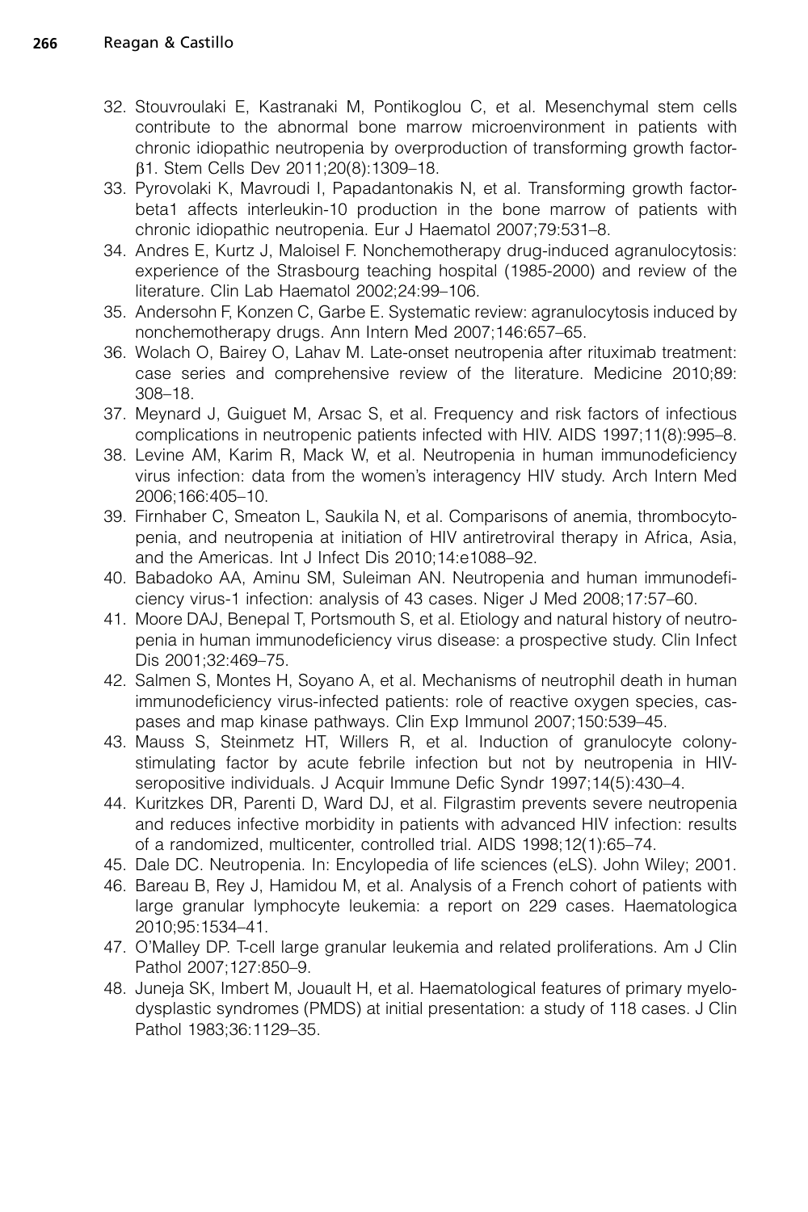32. Stouvroulaki E, Kastranaki M, Pontikoglou C, et al. Mesenchymal stem cells contribute to the abnormal bone marrow microenvironment in patients with chronic idiopathic neutropenia by overproduction of transforming growth factor-β1. Stem Cells Dev 2011;20(8):1309–18.
33. Pyrovolaki K, Mavroudi I, Papadantonakis N, et al. Transforming growth factor-beta1 affects interleukin-10 production in the bone marrow of patients with chronic idiopathic neutropenia. Eur J Haematol 2007;79:531–8.
34. Andres E, Kurtz J, Maloisel F. Nonchemotherapy drug-induced agranulocytosis: experience of the Strasbourg teaching hospital (1985-2000) and review of the literature. Clin Lab Haematol 2002;24:99–106.
35. Andersohn F, Konzen C, Garbe E. Systematic review: agranulocytosis induced by nonchemotherapy drugs. Ann Intern Med 2007;146:657–65.
36. Wolach O, Bairey O, Lahav M. Late-onset neutropenia after rituximab treatment: case series and comprehensive review of the literature. Medicine 2010;89: 308–18.
37. Meynard J, Guiguet M, Arsac S, et al. Frequency and risk factors of infectious complications in neutropenic patients infected with HIV. AIDS 1997;11(8):995–8.
38. Levine AM, Karim R, Mack W, et al. Neutropenia in human immunodeficiency virus infection: data from the women's interagency HIV study. Arch Intern Med 2006;166:405–10.
39. Firnhaber C, Smeaton L, Saukila N, et al. Comparisons of anemia, thrombocytopenia, and neutropenia at initiation of HIV antiretroviral therapy in Africa, Asia, and the Americas. Int J Infect Dis 2010;14:e1088–92.
40. Babadoko AA, Aminu SM, Suleiman AN. Neutropenia and human immunodeficiency virus-1 infection: analysis of 43 cases. Niger J Med 2008;17:57–60.
41. Moore DAJ, Benepal T, Portsmouth S, et al. Etiology and natural history of neutropenia in human immunodeficiency virus disease: a prospective study. Clin Infect Dis 2001;32:469–75.
42. Salmen S, Montes H, Soyano A, et al. Mechanisms of neutrophil death in human immunodeficiency virus-infected patients: role of reactive oxygen species, caspases and map kinase pathways. Clin Exp Immunol 2007;150:539–45.
43. Mauss S, Steinmetz HT, Willers R, et al. Induction of granulocyte colony-stimulating factor by acute febrile infection but not by neutropenia in HIV-seropositive individuals. J Acquir Immune Defic Syndr 1997;14(5):430–4.
44. Kuritzkes DR, Parenti D, Ward DJ, et al. Filgrastim prevents severe neutropenia and reduces infective morbidity in patients with advanced HIV infection: results of a randomized, multicenter, controlled trial. AIDS 1998;12(1):65–74.
45. Dale DC. Neutropenia. In: Encylopedia of life sciences (eLS). John Wiley; 2001.
46. Bareau B, Rey J, Hamidou M, et al. Analysis of a French cohort of patients with large granular lymphocyte leukemia: a report on 229 cases. Haematologica 2010;95:1534–41.
47. O'Malley DP. T-cell large granular leukemia and related proliferations. Am J Clin Pathol 2007;127:850–9.
48. Juneja SK, Imbert M, Jouault H, et al. Haematological features of primary myelodysplastic syndromes (PMDS) at initial presentation: a study of 118 cases. J Clin Pathol 1983;36:1129–35.